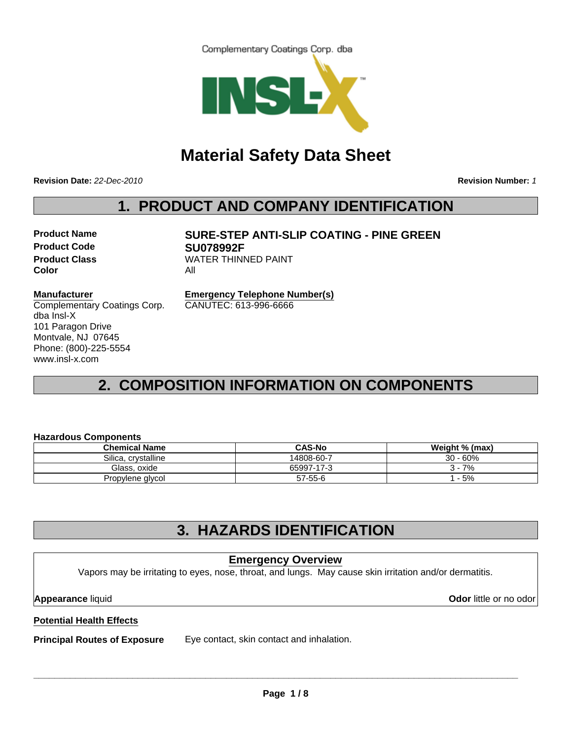Complementary Coatings Corp. dba

INSL-X™

# Material Safety Data Sheet

**Revision Date:** *22-Dec-2010*

**Revision Number:** *1*

## 1. PRODUCT AND COMPANY IDENTIFICATION

**Product Name** **SURE-STEP ANTI-SLIP COATING - PINE GREEN**
**Product Code** **SU078992F**
**Product Class** WATER THINNED PAINT
**Color** All

**Manufacturer**
Complementary Coatings Corp.
dba Insl-X
101 Paragon Drive
Montvale, NJ 07645
Phone: (800)-225-5554
www.insl-x.com

**Emergency Telephone Number(s)**
CANUTEC: 613-996-6666

## 2. COMPOSITION INFORMATION ON COMPONENTS

**Hazardous Components**

| Chemical Name | CAS-No | Weight % (max) |
|---|---|---|
| Silica, crystalline | 14808-60-7 | 30 - 60% |
| Glass, oxide | 65997-17-3 | 3 - 7% |
| Propylene glycol | 57-55-6 | 1 - 5% |

## 3. HAZARDS IDENTIFICATION

**Emergency Overview**

Vapors may be irritating to eyes, nose, throat, and lungs. May cause skin irritation and/or dermatitis.

**Appearance** liquid

**Odor** little or no odor

**Potential Health Effects**

**Principal Routes of Exposure** Eye contact, skin contact and inhalation.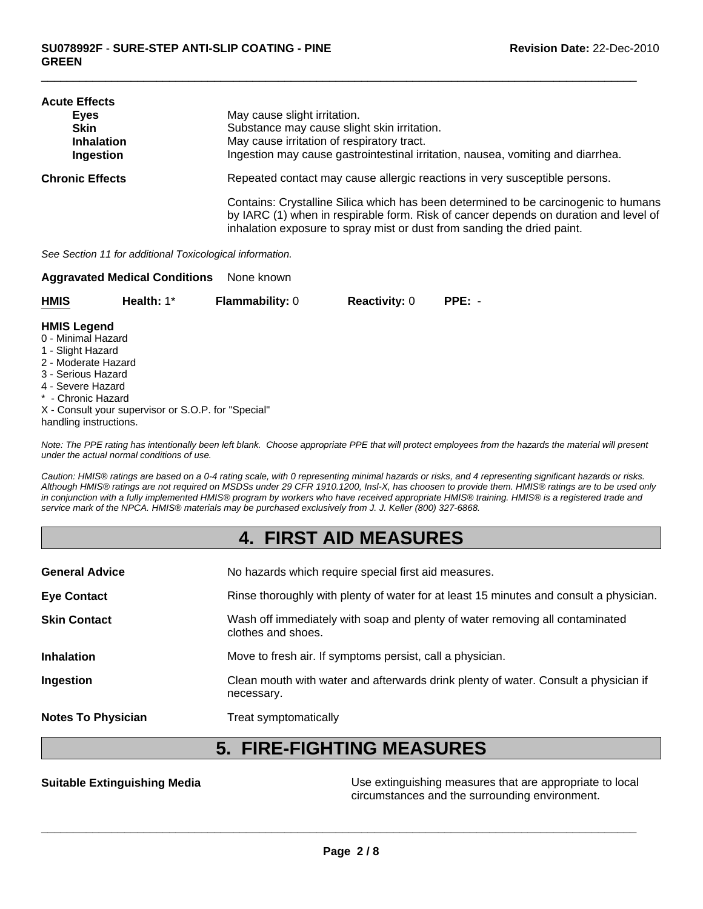**Acute Effects**

| | |
|---|---|
| **Eyes** | May cause slight irritation. |
| **Skin** | Substance may cause slight skin irritation. |
| **Inhalation** | May cause irritation of respiratory tract. |
| **Ingestion** | Ingestion may cause gastrointestinal irritation, nausea, vomiting and diarrhea. |

**Chronic Effects** Repeated contact may cause allergic reactions in very susceptible persons.

Contains: Crystalline Silica which has been determined to be carcinogenic to humans by IARC (1) when in respirable form. Risk of cancer depends on duration and level of inhalation exposure to spray mist or dust from sanding the dried paint.

*See Section 11 for additional Toxicological information.*

**Aggravated Medical Conditions** None known

| **HMIS** | **Health:** 1* | **Flammability:** 0 | **Reactivity:** 0 | **PPE:** - |
|---|---|---|---|---|

**HMIS Legend**
0 - Minimal Hazard
1 - Slight Hazard
2 - Moderate Hazard
3 - Serious Hazard
4 - Severe Hazard
* - Chronic Hazard
X - Consult your supervisor or S.O.P. for "Special" handling instructions.

*Note: The PPE rating has intentionally been left blank. Choose appropriate PPE that will protect employees from the hazards the material will present under the actual normal conditions of use.*

*Caution: HMIS® ratings are based on a 0-4 rating scale, with 0 representing minimal hazards or risks, and 4 representing significant hazards or risks. Although HMIS® ratings are not required on MSDSs under 29 CFR 1910.1200, Insl-X, has choosen to provide them. HMIS® ratings are to be used only in conjunction with a fully implemented HMIS® program by workers who have received appropriate HMIS® training. HMIS® is a registered trade and service mark of the NPCA. HMIS® materials may be purchased exclusively from J. J. Keller (800) 327-6868.*

# 4. FIRST AID MEASURES

| | |
|---|---|
| **General Advice** | No hazards which require special first aid measures. |
| **Eye Contact** | Rinse thoroughly with plenty of water for at least 15 minutes and consult a physician. |
| **Skin Contact** | Wash off immediately with soap and plenty of water removing all contaminated clothes and shoes. |
| **Inhalation** | Move to fresh air. If symptoms persist, call a physician. |
| **Ingestion** | Clean mouth with water and afterwards drink plenty of water. Consult a physician if necessary. |
| **Notes To Physician** | Treat symptomatically |

# 5. FIRE-FIGHTING MEASURES

**Suitable Extinguishing Media** Use extinguishing measures that are appropriate to local circumstances and the surrounding environment.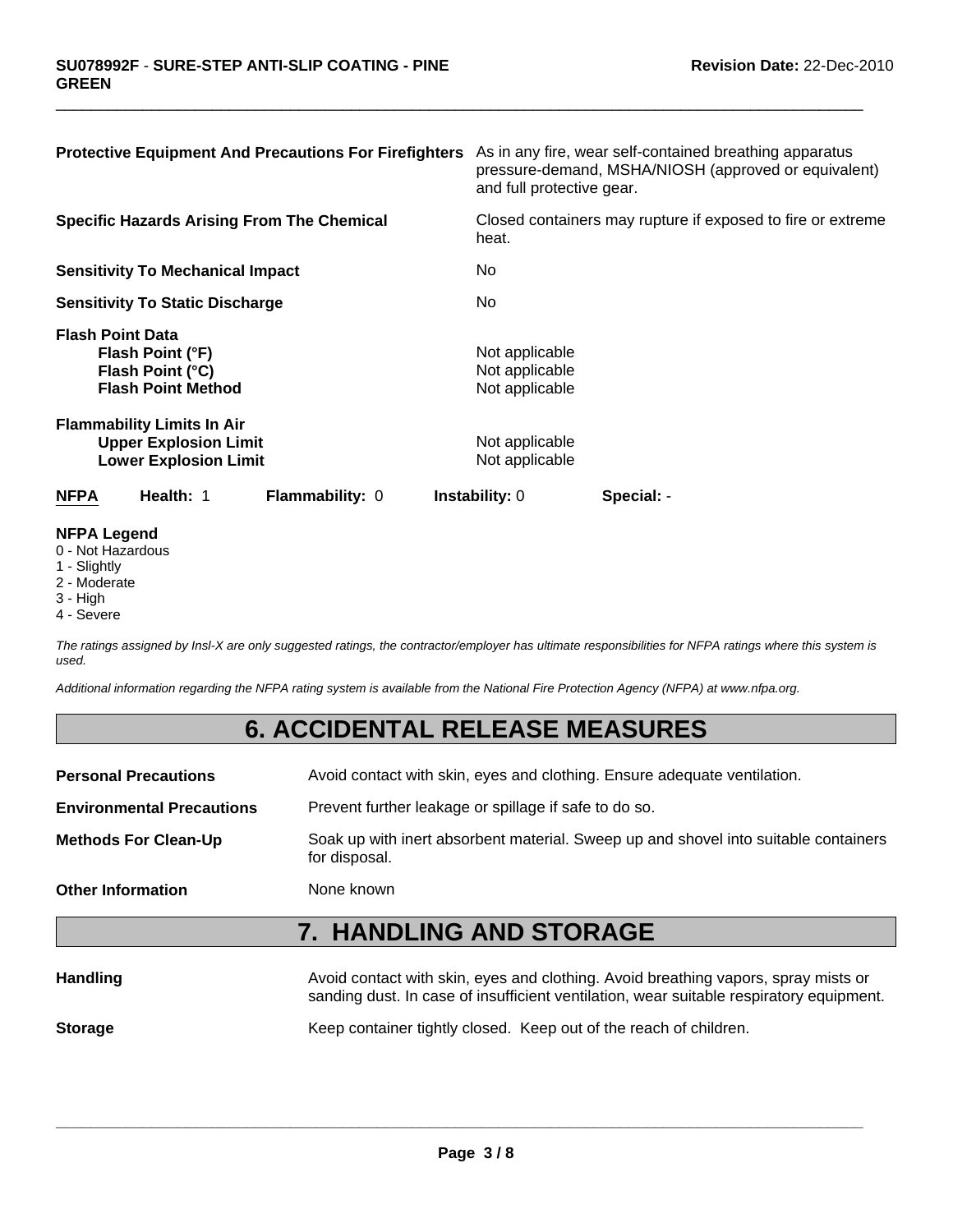| | |
|---|---|
| **Protective Equipment And Precautions For Firefighters** | As in any fire, wear self-contained breathing apparatus pressure-demand, MSHA/NIOSH (approved or equivalent) and full protective gear. |
| **Specific Hazards Arising From The Chemical** | Closed containers may rupture if exposed to fire or extreme heat. |
| **Sensitivity To Mechanical Impact** | No |
| **Sensitivity To Static Discharge** | No |

**Flash Point Data**

| | |
|---|---|
| **Flash Point (°F)** | Not applicable |
| **Flash Point (°C)** | Not applicable |
| **Flash Point Method** | Not applicable |

**Flammability Limits In Air**

| | |
|---|---|
| **Upper Explosion Limit** | Not applicable |
| **Lower Explosion Limit** | Not applicable |

| **NFPA** | **Health:** 1 | **Flammability:** 0 | **Instability:** 0 | **Special:** - |
|---|---|---|---|---|

**NFPA Legend**
0 - Not Hazardous
1 - Slightly
2 - Moderate
3 - High
4 - Severe

*The ratings assigned by Insl-X are only suggested ratings, the contractor/employer has ultimate responsibilities for NFPA ratings where this system is used.*

*Additional information regarding the NFPA rating system is available from the National Fire Protection Agency (NFPA) at www.nfpa.org.*

# 6. ACCIDENTAL RELEASE MEASURES

| | |
|---|---|
| **Personal Precautions** | Avoid contact with skin, eyes and clothing. Ensure adequate ventilation. |
| **Environmental Precautions** | Prevent further leakage or spillage if safe to do so. |
| **Methods For Clean-Up** | Soak up with inert absorbent material. Sweep up and shovel into suitable containers for disposal. |
| **Other Information** | None known |

# 7. HANDLING AND STORAGE

| | |
|---|---|
| **Handling** | Avoid contact with skin, eyes and clothing. Avoid breathing vapors, spray mists or sanding dust. In case of insufficient ventilation, wear suitable respiratory equipment. |
| **Storage** | Keep container tightly closed. Keep out of the reach of children. |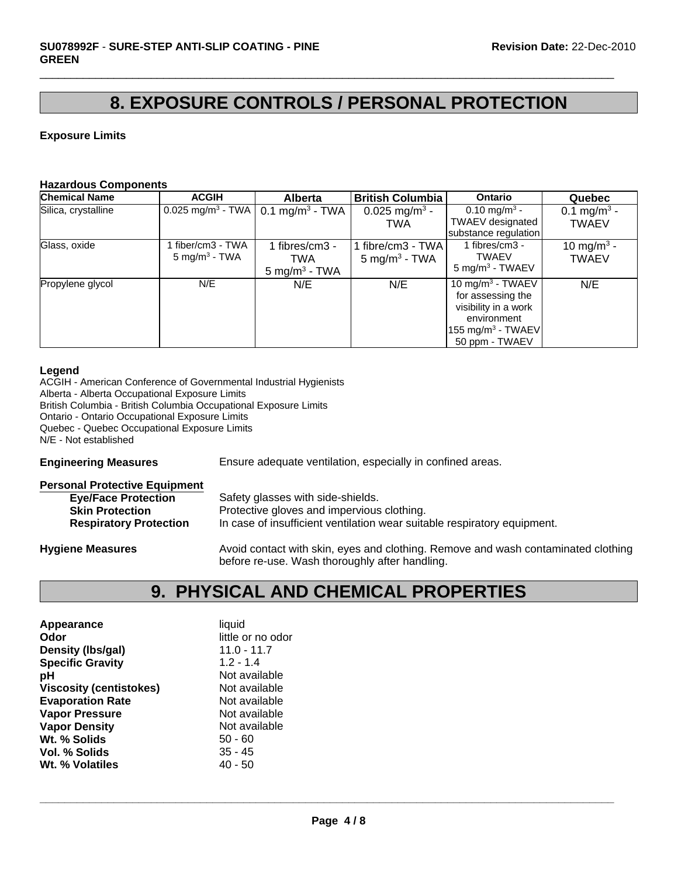## 8. EXPOSURE CONTROLS / PERSONAL PROTECTION

**Exposure Limits**

**Hazardous Components**

| Chemical Name | ACGIH | Alberta | British Columbia | Ontario | Quebec |
|---|---|---|---|---|---|
| Silica, crystalline | 0.025 $mg/m^3$ - TWA | 0.1 $mg/m^3$ - TWA | 0.025 $mg/m^3$ - TWA | 0.10 $mg/m^3$ - TWAEV designated substance regulation | 0.1 $mg/m^3$ - TWAEV |
| Glass, oxide | 1 fiber/cm3 - TWA 5 $mg/m^3$ - TWA | 1 fibres/cm3 - TWA 5 $mg/m^3$ - TWA | 1 fibre/cm3 - TWA 5 $mg/m^3$ - TWA | 1 fibres/cm3 - TWAEV 5 $mg/m^3$ - TWAEV | 10 $mg/m^3$ - TWAEV |
| Propylene glycol | N/E | N/E | N/E | 10 $mg/m^3$ - TWAEV for assessing the visibility in a work environment 155 $mg/m^3$ - TWAEV 50 ppm - TWAEV | N/E |

**Legend**
ACGIH - American Conference of Governmental Industrial Hygienists
Alberta - Alberta Occupational Exposure Limits
British Columbia - British Columbia Occupational Exposure Limits
Ontario - Ontario Occupational Exposure Limits
Quebec - Quebec Occupational Exposure Limits
N/E - Not established

**Engineering Measures** Ensure adequate ventilation, especially in confined areas.

**Personal Protective Equipment**

- **Eye/Face Protection** Safety glasses with side-shields.
- **Skin Protection** Protective gloves and impervious clothing.
- **Respiratory Protection** In case of insufficient ventilation wear suitable respiratory equipment.

**Hygiene Measures** Avoid contact with skin, eyes and clothing. Remove and wash contaminated clothing before re-use. Wash thoroughly after handling.

## 9. PHYSICAL AND CHEMICAL PROPERTIES

| | |
|---|---|
| **Appearance** | liquid |
| **Odor** | little or no odor |
| **Density (lbs/gal)** | 11.0 - 11.7 |
| **Specific Gravity** | 1.2 - 1.4 |
| **pH** | Not available |
| **Viscosity (centistokes)** | Not available |
| **Evaporation Rate** | Not available |
| **Vapor Pressure** | Not available |
| **Vapor Density** | Not available |
| **Wt. % Solids** | 50 - 60 |
| **Vol. % Solids** | 35 - 45 |
| **Wt. % Volatiles** | 40 - 50 |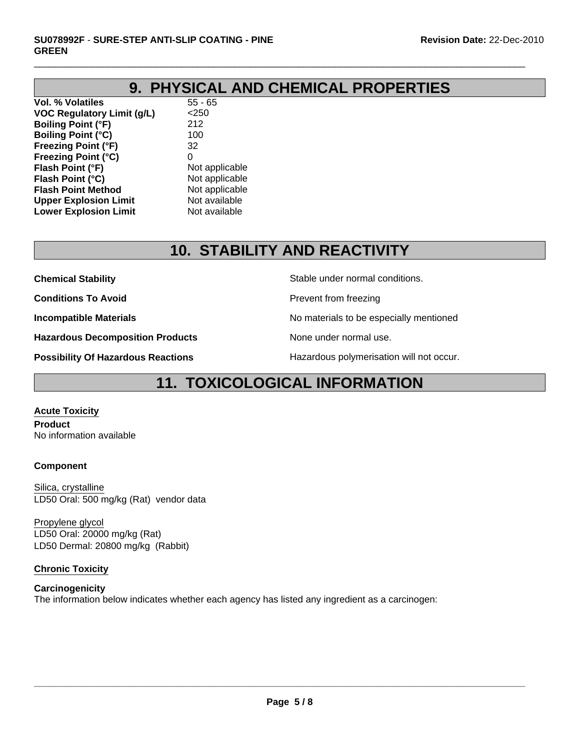## 9. PHYSICAL AND CHEMICAL PROPERTIES

| | |
|---|---|
| **Vol. % Volatiles** | 55 - 65 |
| **VOC Regulatory Limit (g/L)** | <250 |
| **Boiling Point (°F)** | 212 |
| **Boiling Point (°C)** | 100 |
| **Freezing Point (°F)** | 32 |
| **Freezing Point (°C)** | 0 |
| **Flash Point (°F)** | Not applicable |
| **Flash Point (°C)** | Not applicable |
| **Flash Point Method** | Not applicable |
| **Upper Explosion Limit** | Not available |
| **Lower Explosion Limit** | Not available |

## 10. STABILITY AND REACTIVITY

| | |
|---|---|
| **Chemical Stability** | Stable under normal conditions. |
| **Conditions To Avoid** | Prevent from freezing |
| **Incompatible Materials** | No materials to be especially mentioned |
| **Hazardous Decomposition Products** | None under normal use. |
| **Possibility Of Hazardous Reactions** | Hazardous polymerisation will not occur. |

## 11. TOXICOLOGICAL INFORMATION

**Acute Toxicity**

**Product**
No information available

**Component**

Silica, crystalline
LD50 Oral: 500 mg/kg (Rat) vendor data

Propylene glycol
LD50 Oral: 20000 mg/kg (Rat)
LD50 Dermal: 20800 mg/kg (Rabbit)

**Chronic Toxicity**

**Carcinogenicity**
The information below indicates whether each agency has listed any ingredient as a carcinogen: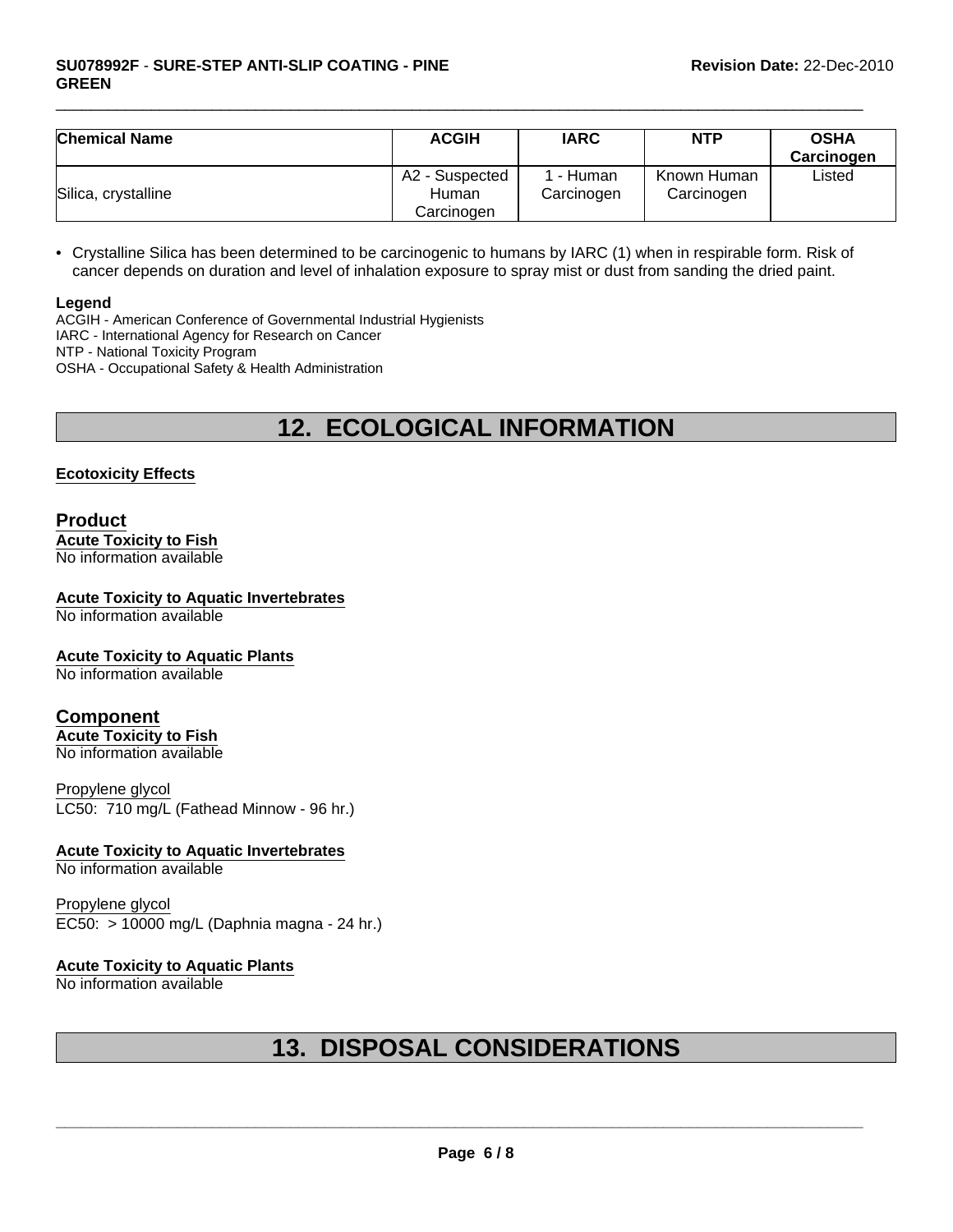| Chemical Name | ACGIH | IARC | NTP | OSHA Carcinogen |
|---|---|---|---|---|
| Silica, crystalline | A2 - Suspected Human Carcinogen | 1 - Human Carcinogen | Known Human Carcinogen | Listed |

- Crystalline Silica has been determined to be carcinogenic to humans by IARC (1) when in respirable form. Risk of cancer depends on duration and level of inhalation exposure to spray mist or dust from sanding the dried paint.

**Legend**

ACGIH - American Conference of Governmental Industrial Hygienists
IARC - International Agency for Research on Cancer
NTP - National Toxicity Program
OSHA - Occupational Safety & Health Administration

# 12. ECOLOGICAL INFORMATION

**Ecotoxicity Effects**

## Product

**Acute Toxicity to Fish**
No information available

**Acute Toxicity to Aquatic Invertebrates**
No information available

**Acute Toxicity to Aquatic Plants**
No information available

## Component

**Acute Toxicity to Fish**
No information available

Propylene glycol
LC50: 710 mg/L (Fathead Minnow - 96 hr.)

**Acute Toxicity to Aquatic Invertebrates**
No information available

Propylene glycol
EC50: > 10000 mg/L (Daphnia magna - 24 hr.)

**Acute Toxicity to Aquatic Plants**
No information available

# 13. DISPOSAL CONSIDERATIONS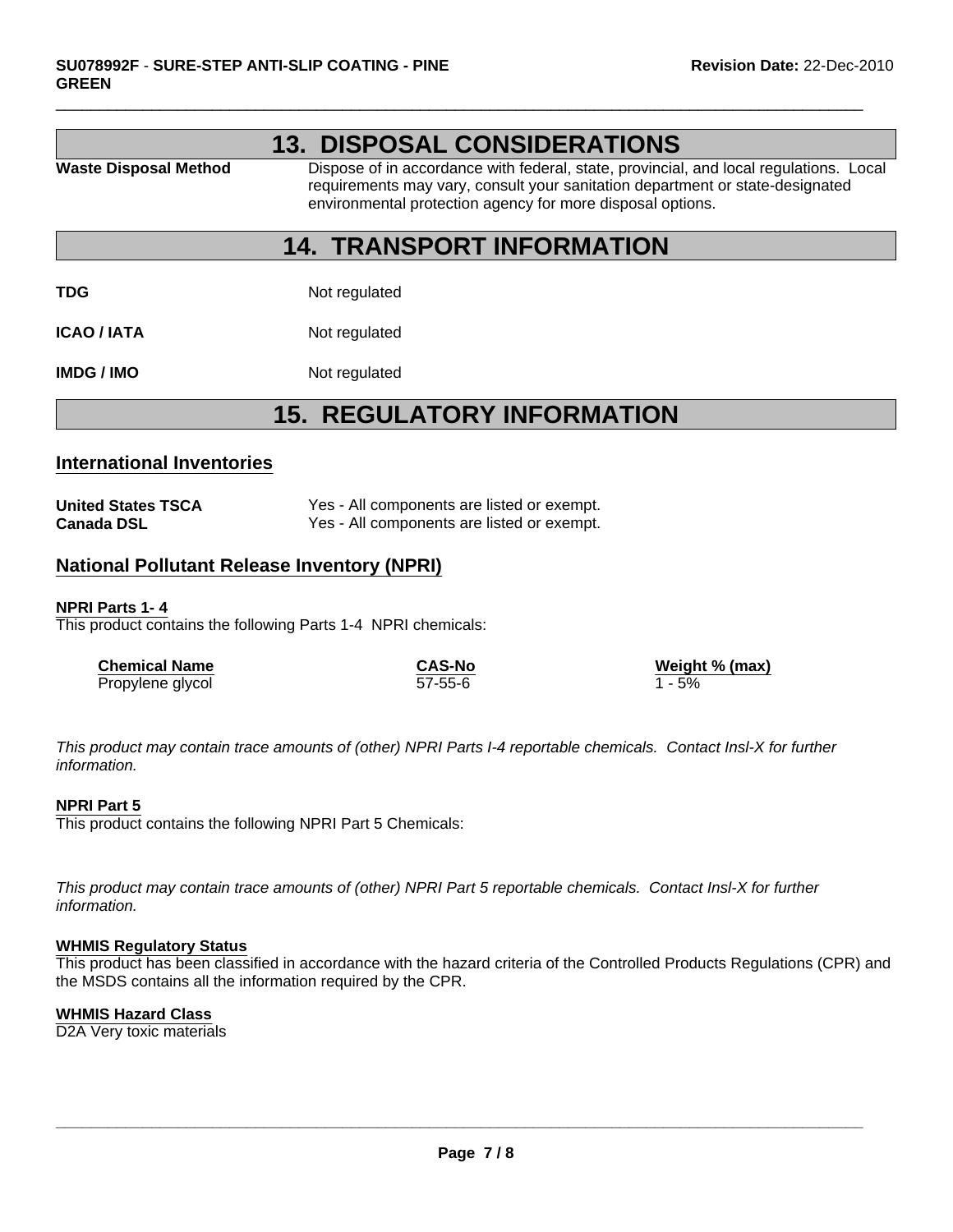## 13. DISPOSAL CONSIDERATIONS

| | |
|---|---|
| **Waste Disposal Method** | Dispose of in accordance with federal, state, provincial, and local regulations. Local requirements may vary, consult your sanitation department or state-designated environmental protection agency for more disposal options. |

## 14. TRANSPORT INFORMATION

| | |
|---|---|
| **TDG** | Not regulated |
| **ICAO / IATA** | Not regulated |
| **IMDG / IMO** | Not regulated |

## 15. REGULATORY INFORMATION

### International Inventories

| | |
|---|---|
| **United States TSCA** | Yes - All components are listed or exempt. |
| **Canada DSL** | Yes - All components are listed or exempt. |

### National Pollutant Release Inventory (NPRI)

**NPRI Parts 1- 4**

This product contains the following Parts 1-4 NPRI chemicals:

| Chemical Name | CAS-No | Weight % (max) |
|---|---|---|
| Propylene glycol | 57-55-6 | 1 - 5% |

*This product may contain trace amounts of (other) NPRI Parts I-4 reportable chemicals. Contact Insl-X for further information.*

**NPRI Part 5**

This product contains the following NPRI Part 5 Chemicals:

*This product may contain trace amounts of (other) NPRI Part 5 reportable chemicals. Contact Insl-X for further information.*

**WHMIS Regulatory Status**

This product has been classified in accordance with the hazard criteria of the Controlled Products Regulations (CPR) and the MSDS contains all the information required by the CPR.

**WHMIS Hazard Class**

D2A Very toxic materials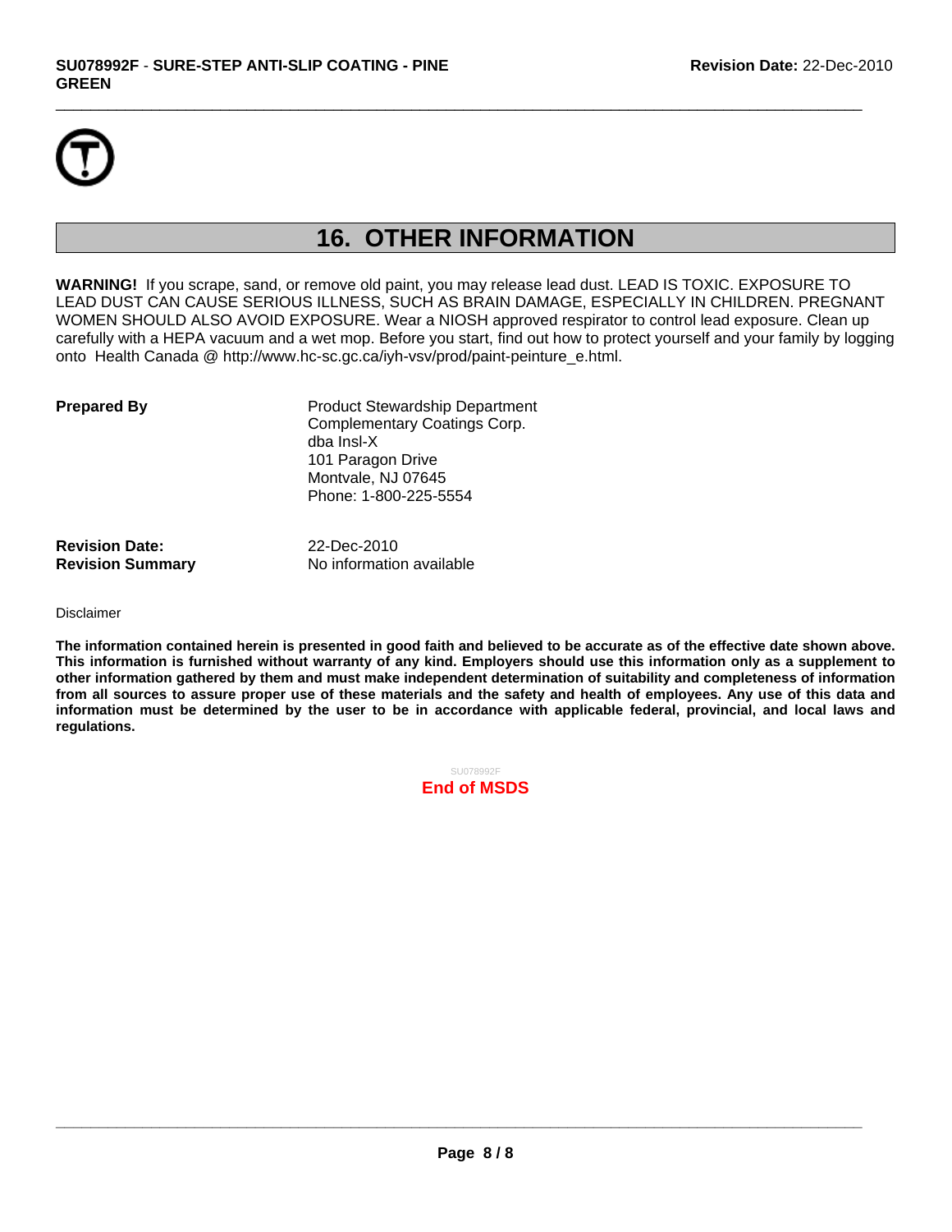# 16. OTHER INFORMATION

**WARNING!** If you scrape, sand, or remove old paint, you may release lead dust. LEAD IS TOXIC. EXPOSURE TO LEAD DUST CAN CAUSE SERIOUS ILLNESS, SUCH AS BRAIN DAMAGE, ESPECIALLY IN CHILDREN. PREGNANT WOMEN SHOULD ALSO AVOID EXPOSURE. Wear a NIOSH approved respirator to control lead exposure. Clean up carefully with a HEPA vacuum and a wet mop. Before you start, find out how to protect yourself and your family by logging onto Health Canada @ http://www.hc-sc.gc.ca/iyh-vsv/prod/paint-peinture_e.html.

| | |
|---|---|
| **Prepared By** | Product Stewardship Department<br>Complementary Coatings Corp.<br>dba Insl-X<br>101 Paragon Drive<br>Montvale, NJ 07645<br>Phone: 1-800-225-5554 |
| **Revision Date:** | 22-Dec-2010 |
| **Revision Summary** | No information available |

Disclaimer

**The information contained herein is presented in good faith and believed to be accurate as of the effective date shown above. This information is furnished without warranty of any kind. Employers should use this information only as a supplement to other information gathered by them and must make independent determination of suitability and completeness of information from all sources to assure proper use of these materials and the safety and health of employees. Any use of this data and information must be determined by the user to be in accordance with applicable federal, provincial, and local laws and regulations.**

SU078992F

**End of MSDS**